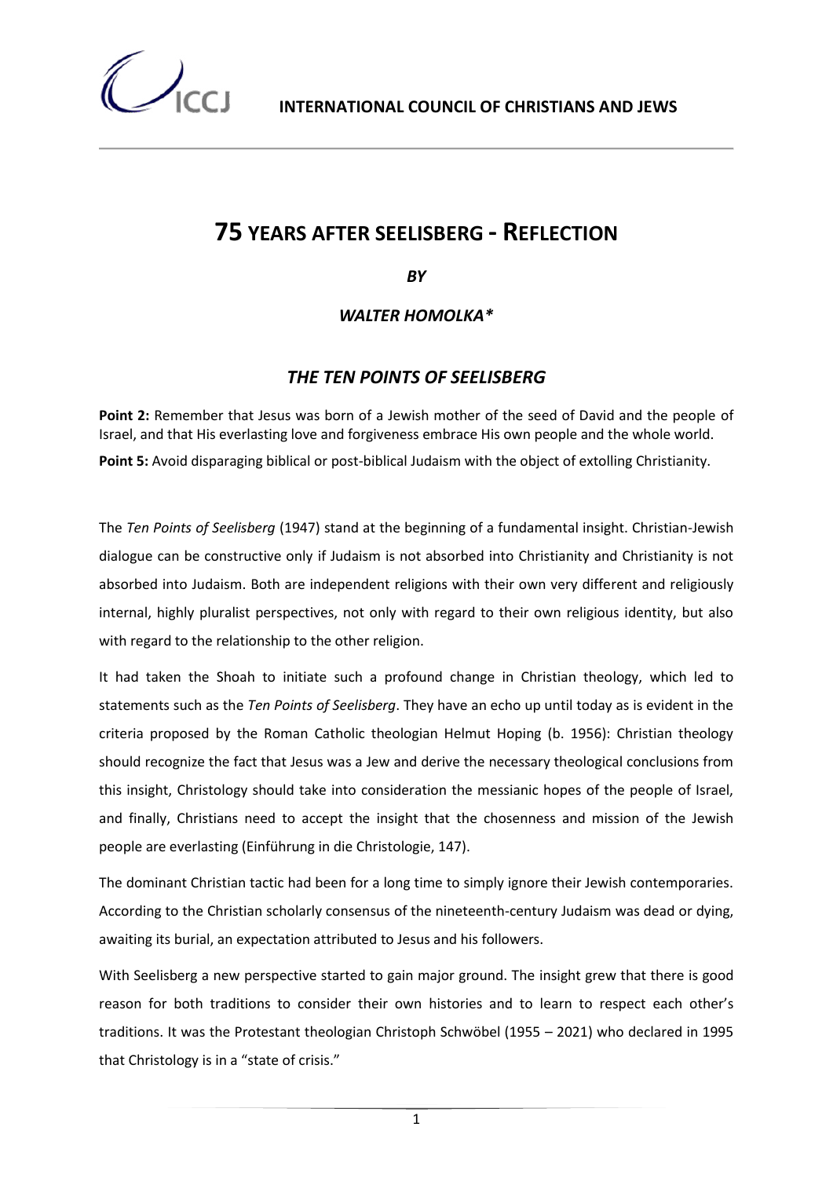**INTERNATIONAL COUNCIL OF CHRISTIANS AND JEWS**

# 75 YEARS AFTER SEELISBERG - REFLECTION

***BY***

***WALTER HOMOLKA****

## *THE TEN POINTS OF SEELISBERG*

**Point 2:** Remember that Jesus was born of a Jewish mother of the seed of David and the people of Israel, and that His everlasting love and forgiveness embrace His own people and the whole world.

**Point 5:** Avoid disparaging biblical or post-biblical Judaism with the object of extolling Christianity.

The *Ten Points of Seelisberg* (1947) stand at the beginning of a fundamental insight. Christian-Jewish dialogue can be constructive only if Judaism is not absorbed into Christianity and Christianity is not absorbed into Judaism. Both are independent religions with their own very different and religiously internal, highly pluralist perspectives, not only with regard to their own religious identity, but also with regard to the relationship to the other religion.

It had taken the Shoah to initiate such a profound change in Christian theology, which led to statements such as the *Ten Points of Seelisberg*. They have an echo up until today as is evident in the criteria proposed by the Roman Catholic theologian Helmut Hoping (b. 1956): Christian theology should recognize the fact that Jesus was a Jew and derive the necessary theological conclusions from this insight, Christology should take into consideration the messianic hopes of the people of Israel, and finally, Christians need to accept the insight that the chosenness and mission of the Jewish people are everlasting (Einführung in die Christologie, 147).

The dominant Christian tactic had been for a long time to simply ignore their Jewish contemporaries. According to the Christian scholarly consensus of the nineteenth-century Judaism was dead or dying, awaiting its burial, an expectation attributed to Jesus and his followers.

With Seelisberg a new perspective started to gain major ground. The insight grew that there is good reason for both traditions to consider their own histories and to learn to respect each other's traditions. It was the Protestant theologian Christoph Schwöbel (1955 – 2021) who declared in 1995 that Christology is in a "state of crisis."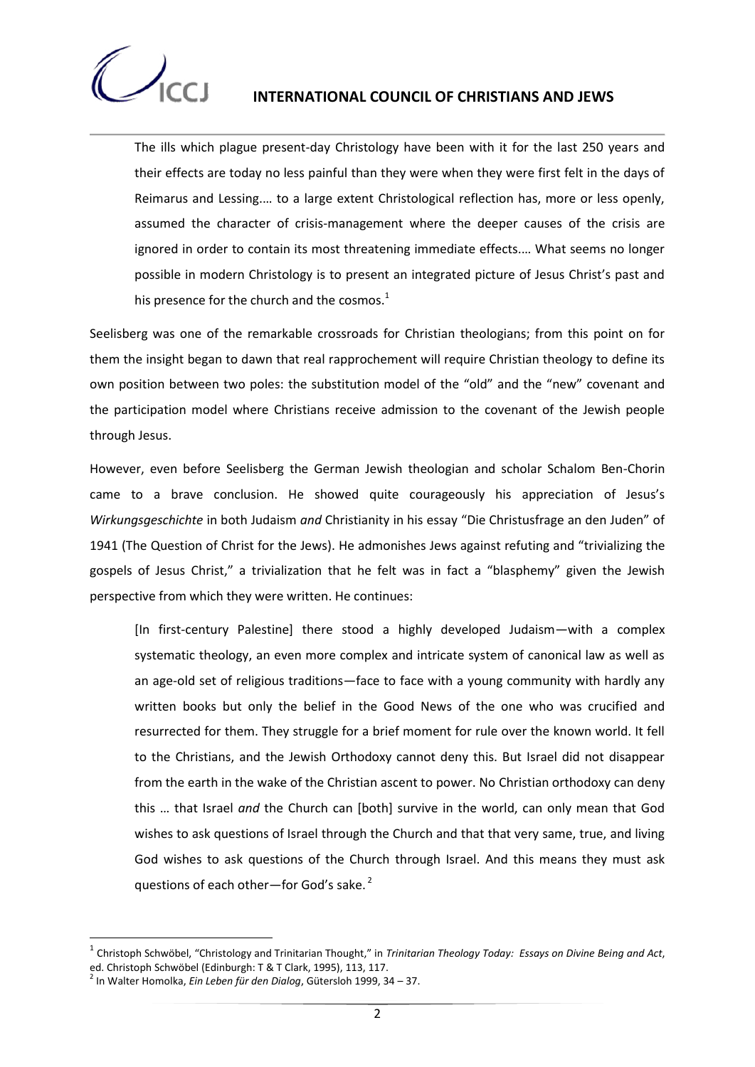> The ills which plague present-day Christology have been with it for the last 250 years and their effects are today no less painful than they were when they were first felt in the days of Reimarus and Lessing.… to a large extent Christological reflection has, more or less openly, assumed the character of crisis-management where the deeper causes of the crisis are ignored in order to contain its most threatening immediate effects.… What seems no longer possible in modern Christology is to present an integrated picture of Jesus Christ's past and his presence for the church and the cosmos.[1]

Seelisberg was one of the remarkable crossroads for Christian theologians; from this point on for them the insight began to dawn that real rapprochement will require Christian theology to define its own position between two poles: the substitution model of the "old" and the "new" covenant and the participation model where Christians receive admission to the covenant of the Jewish people through Jesus.

However, even before Seelisberg the German Jewish theologian and scholar Schalom Ben-Chorin came to a brave conclusion. He showed quite courageously his appreciation of Jesus's *Wirkungsgeschichte* in both Judaism *and* Christianity in his essay "Die Christusfrage an den Juden" of 1941 (The Question of Christ for the Jews). He admonishes Jews against refuting and "trivializing the gospels of Jesus Christ," a trivialization that he felt was in fact a "blasphemy" given the Jewish perspective from which they were written. He continues:

> [In first-century Palestine] there stood a highly developed Judaism—with a complex systematic theology, an even more complex and intricate system of canonical law as well as an age-old set of religious traditions—face to face with a young community with hardly any written books but only the belief in the Good News of the one who was crucified and resurrected for them. They struggle for a brief moment for rule over the known world. It fell to the Christians, and the Jewish Orthodoxy cannot deny this. But Israel did not disappear from the earth in the wake of the Christian ascent to power. No Christian orthodoxy can deny this … that Israel *and* the Church can [both] survive in the world, can only mean that God wishes to ask questions of Israel through the Church and that that very same, true, and living God wishes to ask questions of the Church through Israel. And this means they must ask questions of each other—for God's sake.[2]

---

[1] Christoph Schwöbel, "Christology and Trinitarian Thought," in *Trinitarian Theology Today: Essays on Divine Being and Act*, ed. Christoph Schwöbel (Edinburgh: T & T Clark, 1995), 113, 117.

[2] In Walter Homolka, *Ein Leben für den Dialog*, Gütersloh 1999, 34 – 37.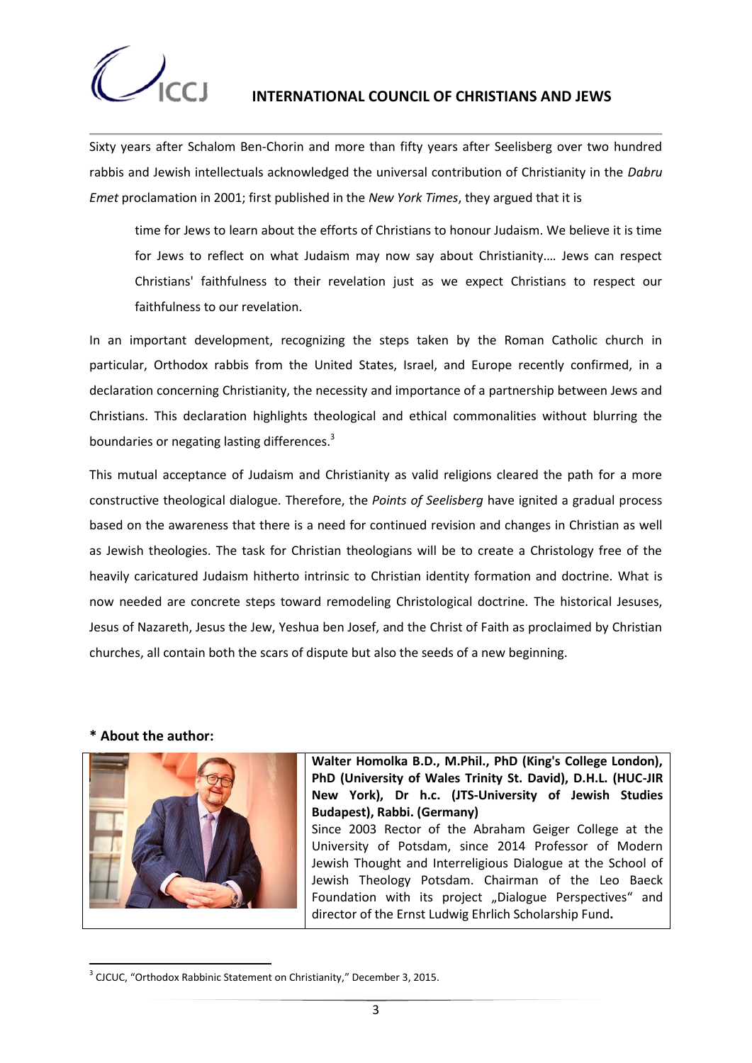Sixty years after Schalom Ben-Chorin and more than fifty years after Seelisberg over two hundred rabbis and Jewish intellectuals acknowledged the universal contribution of Christianity in the *Dabru Emet* proclamation in 2001; first published in the *New York Times*, they argued that it is

> time for Jews to learn about the efforts of Christians to honour Judaism. We believe it is time for Jews to reflect on what Judaism may now say about Christianity…. Jews can respect Christians' faithfulness to their revelation just as we expect Christians to respect our faithfulness to our revelation.

In an important development, recognizing the steps taken by the Roman Catholic church in particular, Orthodox rabbis from the United States, Israel, and Europe recently confirmed, in a declaration concerning Christianity, the necessity and importance of a partnership between Jews and Christians. This declaration highlights theological and ethical commonalities without blurring the boundaries or negating lasting differences.[3]

This mutual acceptance of Judaism and Christianity as valid religions cleared the path for a more constructive theological dialogue. Therefore, the *Points of Seelisberg* have ignited a gradual process based on the awareness that there is a need for continued revision and changes in Christian as well as Jewish theologies. The task for Christian theologians will be to create a Christology free of the heavily caricatured Judaism hitherto intrinsic to Christian identity formation and doctrine. What is now needed are concrete steps toward remodeling Christological doctrine. The historical Jesuses, Jesus of Nazareth, Jesus the Jew, Yeshua ben Josef, and the Christ of Faith as proclaimed by Christian churches, all contain both the scars of dispute but also the seeds of a new beginning.

**\* About the author:**

**Walter Homolka B.D., M.Phil., PhD (King's College London), PhD (University of Wales Trinity St. David), D.H.L. (HUC-JIR New York), Dr h.c. (JTS-University of Jewish Studies Budapest), Rabbi. (Germany)**

Since 2003 Rector of the Abraham Geiger College at the University of Potsdam, since 2014 Professor of Modern Jewish Thought and Interreligious Dialogue at the School of Jewish Theology Potsdam. Chairman of the Leo Baeck Foundation with its project „Dialogue Perspectives" and director of the Ernst Ludwig Ehrlich Scholarship Fund**.**

---

[3] CJCUC, "Orthodox Rabbinic Statement on Christianity," December 3, 2015.